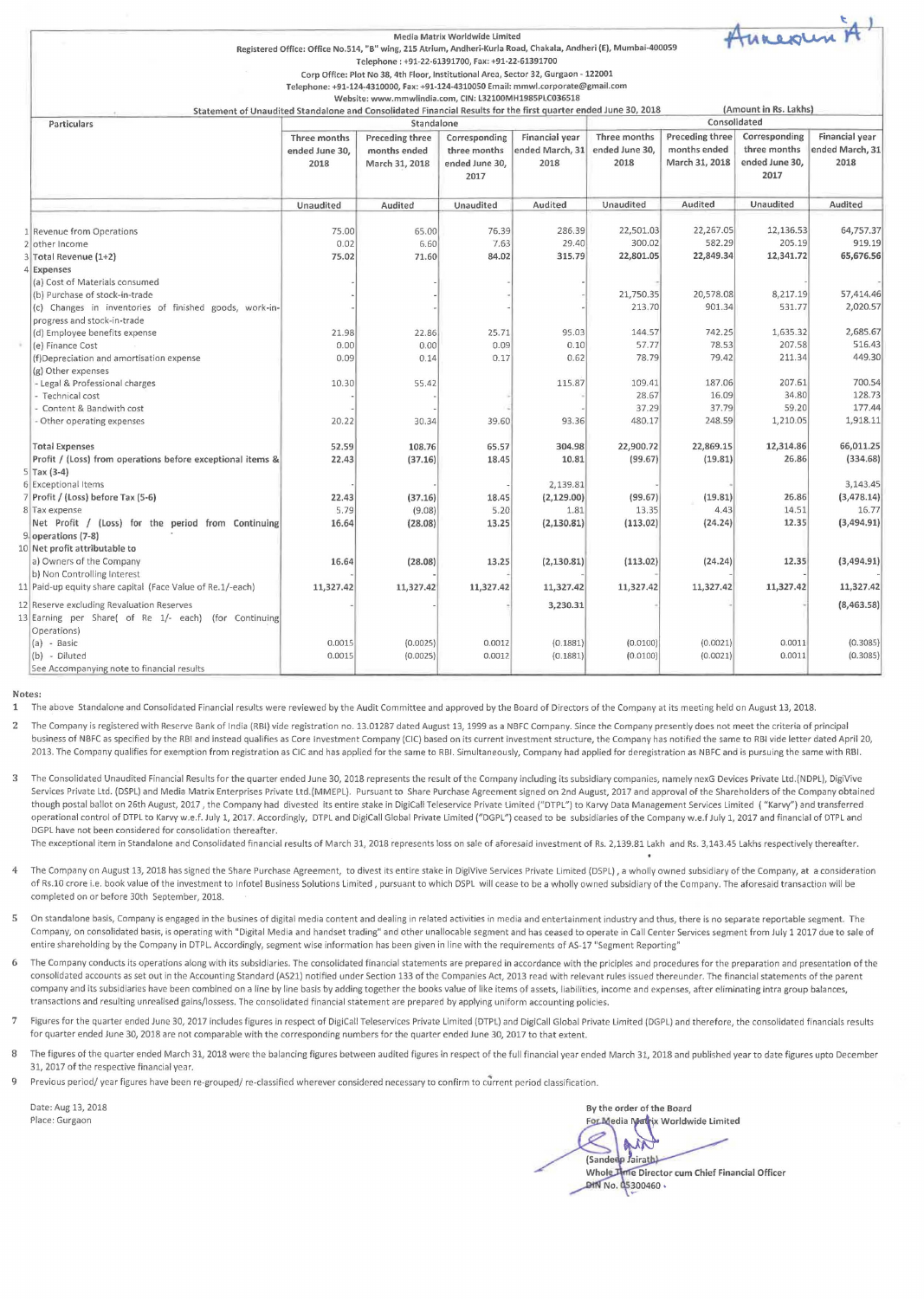Annexure A

Media Matrix Worldwide Limited

Registered Office: Office No.514, "B" wing, 215 Atrium, Andheri-Kurla Road, Chakala, Andheri (E), Mumbai-400059

Telephone : +91-22-61391700, Fax: +91-22-61391700

Corp Office: Plot No 38, 4th Floor, Institutional Area, Sector 32, Gurgaon - 122001

Telephone: +91-124-4310000, Fax: +91-124-4310050 Email: mmwl.corporate@gmail.com

Website: www.mmwlindia.com, CIN: L32100MH1985PLC036518

## Statement of Unaudited Standalone and Consolidated Financial Results for the first quarter ended June 30, 2018

(Amount in Rs. Lakhs)

| | Particulars | Standalone | | | | Consolidated | | | |
|---|---|---|---|---|---|---|---|---|---|
| | | Three months ended June 30, 2018 | Preceding three months ended March 31, 2018 | Corresponding three months ended June 30, 2017 | Financial year ended March, 31 2018 | Three months ended June 30, 2018 | Preceding three months ended March 31, 2018 | Corresponding three months ended June 30, 2017 | Financial year ended March, 31 2018 |
| | | Unaudited | Audited | Unaudited | Audited | Unaudited | Audited | Unaudited | Audited |
| 1 | Revenue from Operations | 75.00 | 65.00 | 76.39 | 286.39 | 22,501.03 | 22,267.05 | 12,136.53 | 64,757.37 |
| 2 | other Income | 0.02 | 6.60 | 7.63 | 29.40 | 300.02 | 582.29 | 205.19 | 919.19 |
| 3 | Total Revenue (1+2) | 75.02 | 71.60 | 84.02 | 315.79 | 22,801.05 | 22,849.34 | 12,341.72 | 65,676.56 |
| 4 | Expenses | | | | | | | | |
| | (a) Cost of Materials consumed | - | - | - | - | - | - | - | - |
| | (b) Purchase of stock-in-trade | - | - | - | - | 21,750.35 | 20,578.08 | 8,217.19 | 57,414.46 |
| | (c) Changes in inventories of finished goods, work-in-progress and stock-in-trade | - | - | - | - | 213.70 | 901.34 | 531.77 | 2,020.57 |
| | (d) Employee benefits expense | 21.98 | 22.86 | 25.71 | 95.03 | 144.57 | 742.25 | 1,635.32 | 2,685.67 |
| | (e) Finance Cost | 0.00 | 0.00 | 0.09 | 0.10 | 57.77 | 78.53 | 207.58 | 516.43 |
| | (f)Depreciation and amortisation expense | 0.09 | 0.14 | 0.17 | 0.62 | 78.79 | 79.42 | 211.34 | 449.30 |
| | (g) Other expenses | | | | | | | | |
| | - Legal & Professional charges | 10.30 | 55.42 | - | 115.87 | 109.41 | 187.06 | 207.61 | 700.54 |
| | - Technical cost | - | - | - | - | 28.67 | 16.09 | 34.80 | 128.73 |
| | - Content & Bandwith cost | - | - | - | - | 37.29 | 37.79 | 59.20 | 177.44 |
| | - Other operating expenses | 20.22 | 30.34 | 39.60 | 93.36 | 480.17 | 248.59 | 1,210.05 | 1,918.11 |
| | Total Expenses | 52.59 | 108.76 | 65.57 | 304.98 | 22,900.72 | 22,869.15 | 12,314.86 | 66,011.25 |
| 5 | Profit / (Loss) from operations before exceptional items & Tax (3-4) | 22.43 | (37.16) | 18.45 | 10.81 | (99.67) | (19.81) | 26.86 | (334.68) |
| 6 | Exceptional Items | - | - | - | 2,139.81 | - | - | - | 3,143.45 |
| 7 | Profit / (Loss) before Tax (5-6) | 22.43 | (37.16) | 18.45 | (2,129.00) | (99.67) | (19.81) | 26.86 | (3,478.14) |
| 8 | Tax expense | 5.79 | (9.08) | 5.20 | 1.81 | 13.35 | 4.43 | 14.51 | 16.77 |
| 9 | Net Profit / (Loss) for the period from Continuing operations (7-8) | 16.64 | (28.08) | 13.25 | (2,130.81) | (113.02) | (24.24) | 12.35 | (3,494.91) |
| 10 | Net profit attributable to | | | | | | | | |
| | a) Owners of the Company | 16.64 | (28.08) | 13.25 | (2,130.81) | (113.02) | (24.24) | 12.35 | (3,494.91) |
| | b) Non Controlling Interest | - | - | - | - | - | - | - | - |
| 11 | Paid-up equity share capital (Face Value of Re.1/-each) | 11,327.42 | 11,327.42 | 11,327.42 | 11,327.42 | 11,327.42 | 11,327.42 | 11,327.42 | 11,327.42 |
| 12 | Reserve excluding Revaluation Reserves | - | - | - | 3,230.31 | - | - | - | (8,463.58) |
| 13 | Earning per Share( of Re 1/- each) (for Continuing Operations) | | | | | | | | |
| | (a) - Basic | 0.0015 | (0.0025) | 0.0012 | (0.1881) | (0.0100) | (0.0021) | 0.0011 | (0.3085) |
| | (b) - Diluted | 0.0015 | (0.0025) | 0.0012 | (0.1881) | (0.0100) | (0.0021) | 0.0011 | (0.3085) |
| | See Accompanying note to financial results | | | | | | | | |

**Notes:**

1. The above Standalone and Consolidated Financial results were reviewed by the Audit Committee and approved by the Board of Directors of the Company at its meeting held on August 13, 2018.

2. The Company is registered with Reserve Bank of India (RBI) vide registration no. 13.01287 dated August 13, 1999 as a NBFC Company. Since the Company presently does not meet the criteria of principal business of NBFC as specified by the RBI and instead qualifies as Core Investment Company (CIC) based on its current investment structure, the Company has notified the same to RBI vide letter dated April 20, 2013. The Company qualifies for exemption from registration as CIC and has applied for the same to RBI. Simultaneously, Company had applied for deregistration as NBFC and is pursuing the same with RBI.

3. The Consolidated Unaudited Financial Results for the quarter ended June 30, 2018 represents the result of the Company including its subsidiary companies, namely nexG Devices Private Ltd.(NDPL), DigiVive Services Private Ltd. (DSPL) and Media Matrix Enterprises Private Ltd.(MMEPL). Pursuant to Share Purchase Agreement signed on 2nd August, 2017 and approval of the Shareholders of the Company obtained though postal ballot on 26th August, 2017 , the Company had divested its entire stake in DigiCall Teleservice Private Limited ("DTPL") to Karvy Data Management Services Limited ( "Karvy") and transferred operational control of DTPL to Karvy w.e.f. July 1, 2017. Accordingly, DTPL and DigiCall Global Private Limited ("DGPL") ceased to be subsidiaries of the Company w.e.f July 1, 2017 and financial of DTPL and DGPL have not been considered for consolidation thereafter.
   The exceptional item in Standalone and Consolidated financial results of March 31, 2018 represents loss on sale of aforesaid investment of Rs. 2,139.81 Lakh and Rs. 3,143.45 Lakhs respectively thereafter.

4. The Company on August 13, 2018 has signed the Share Purchase Agreement, to divest its entire stake in DigiVive Services Private Limited (DSPL) , a wholly owned subsidiary of the Company, at a consideration of Rs.10 crore i.e. book value of the investment to Infotel Business Solutions Limited , pursuant to which DSPL will cease to be a wholly owned subsidiary of the Company. The aforesaid transaction will be completed on or before 30th September, 2018.

5. On standalone basis, Company is engaged in the busines of digital media content and dealing in related activities in media and entertainment industry and thus, there is no separate reportable segment. The Company, on consolidated basis, is operating with "Digital Media and handset trading" and other unallocable segment and has ceased to operate in Call Center Services segment from July 1 2017 due to sale of entire shareholding by the Company in DTPL. Accordingly, segment wise information has been given in line with the requirements of AS-17 "Segment Reporting"

6. The Company conducts its operations along with its subsidiaries. The consolidated financial statements are prepared in accordance with the priciples and procedures for the preparation and presentation of the consolidated accounts as set out in the Accounting Standard (AS21) notified under Section 133 of the Companies Act, 2013 read with relevant rules issued thereunder. The financial statements of the parent company and its subsidiaries have been combined on a line by line basis by adding together the books value of like items of assets, liabilities, income and expenses, after eliminating intra group balances, transactions and resulting unrealised gains/lossess. The consolidated financial statement are prepared by applying uniform accounting policies.

7. Figures for the quarter ended June 30, 2017 includes figures in respect of DigiCall Teleservices Private Limited (DTPL) and DigiCall Global Private Limited (DGPL) and therefore, the consolidated financials results for quarter ended June 30, 2018 are not comparable with the corresponding numbers for the quarter ended June 30, 2017 to that extent.

8. The figures of the quarter ended March 31, 2018 were the balancing figures between audited figures in respect of the full financial year ended March 31, 2018 and published year to date figures upto December 31, 2017 of the respective financial year.

9. Previous period/ year figures have been re-grouped/ re-classified wherever considered necessary to confirm to current period classification.

Date: Aug 13, 2018
Place: Gurgaon

By the order of the Board
For Media Matrix Worldwide Limited

(Sandeep Jairath)
Whole Time Director cum Chief Financial Officer
DIN No. 05300460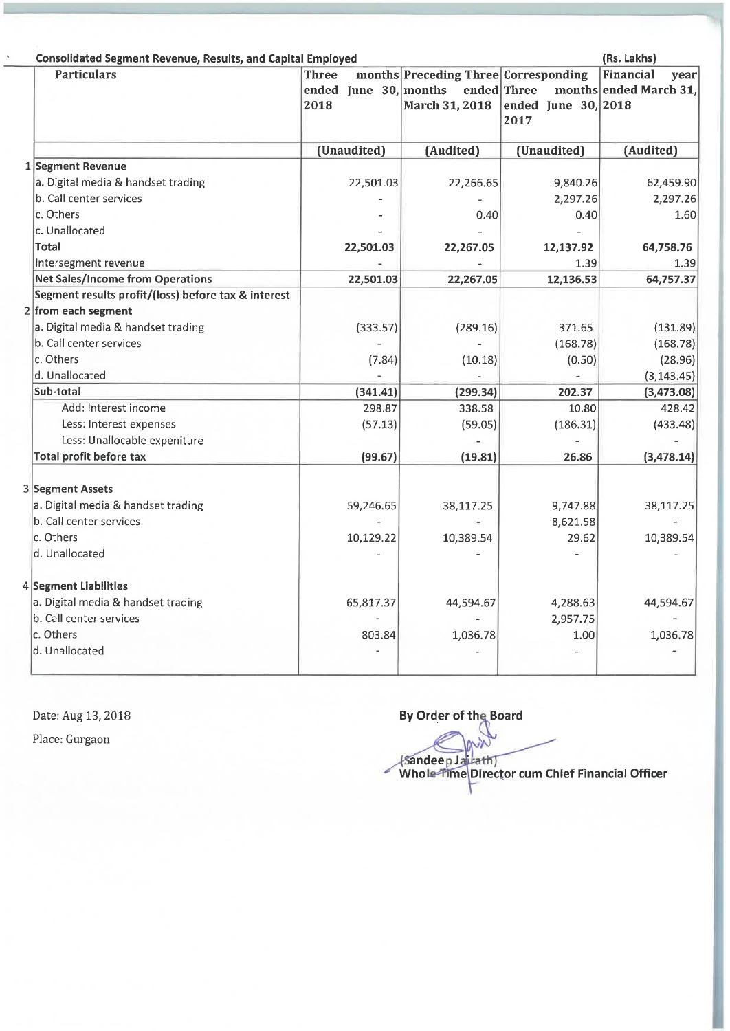**Consolidated Segment Revenue, Results, and Capital Employed** (Rs. Lakhs)

| | Particulars | Three months ended June 30, 2018 | Preceding Three months ended March 31, 2018 | Corresponding Three months ended June 30, 2017 | Financial year ended March 31, 2018 |
|---|---|---|---|---|---|
| | | (Unaudited) | (Audited) | (Unaudited) | (Audited) |
| 1 | **Segment Revenue** | | | | |
| | a. Digital media & handset trading | 22,501.03 | 22,266.65 | 9,840.26 | 62,459.90 |
| | b. Call center services | - | - | 2,297.26 | 2,297.26 |
| | c. Others | - | 0.40 | 0.40 | 1.60 |
| | c. Unallocated | - | - | - | |
| | **Total** | **22,501.03** | **22,267.05** | **12,137.92** | **64,758.76** |
| | Intersegment revenue | - | - | 1.39 | 1.39 |
| | **Net Sales/Income from Operations** | **22,501.03** | **22,267.05** | **12,136.53** | **64,757.37** |
| 2 | **Segment results profit/(loss) before tax & interest from each segment** | | | | |
| | a. Digital media & handset trading | (333.57) | (289.16) | 371.65 | (131.89) |
| | b. Call center services | - | - | (168.78) | (168.78) |
| | c. Others | (7.84) | (10.18) | (0.50) | (28.96) |
| | d. Unallocated | - | - | - | (3,143.45) |
| | **Sub-total** | **(341.41)** | **(299.34)** | **202.37** | **(3,473.08)** |
| | Add: Interest income | 298.87 | 338.58 | 10.80 | 428.42 |
| | Less: Interest expenses | (57.13) | (59.05) | (186.31) | (433.48) |
| | Less: Unallocable expeniture | | - | - | - |
| | **Total profit before tax** | **(99.67)** | **(19.81)** | **26.86** | **(3,478.14)** |
| 3 | **Segment Assets** | | | | |
| | a. Digital media & handset trading | 59,246.65 | 38,117.25 | 9,747.88 | 38,117.25 |
| | b. Call center services | - | - | 8,621.58 | - |
| | c. Others | 10,129.22 | 10,389.54 | 29.62 | 10,389.54 |
| | d. Unallocated | - | - | - | - |
| 4 | **Segment Liabilities** | | | | |
| | a. Digital media & handset trading | 65,817.37 | 44,594.67 | 4,288.63 | 44,594.67 |
| | b. Call center services | - | - | 2,957.75 | - |
| | c. Others | 803.84 | 1,036.78 | 1.00 | 1,036.78 |
| | d. Unallocated | - | - | - | - |

Date: Aug 13, 2018

Place: Gurgaon

**By Order of the Board**

(Sandeep Jairath)

**Whole Time Director cum Chief Financial Officer**